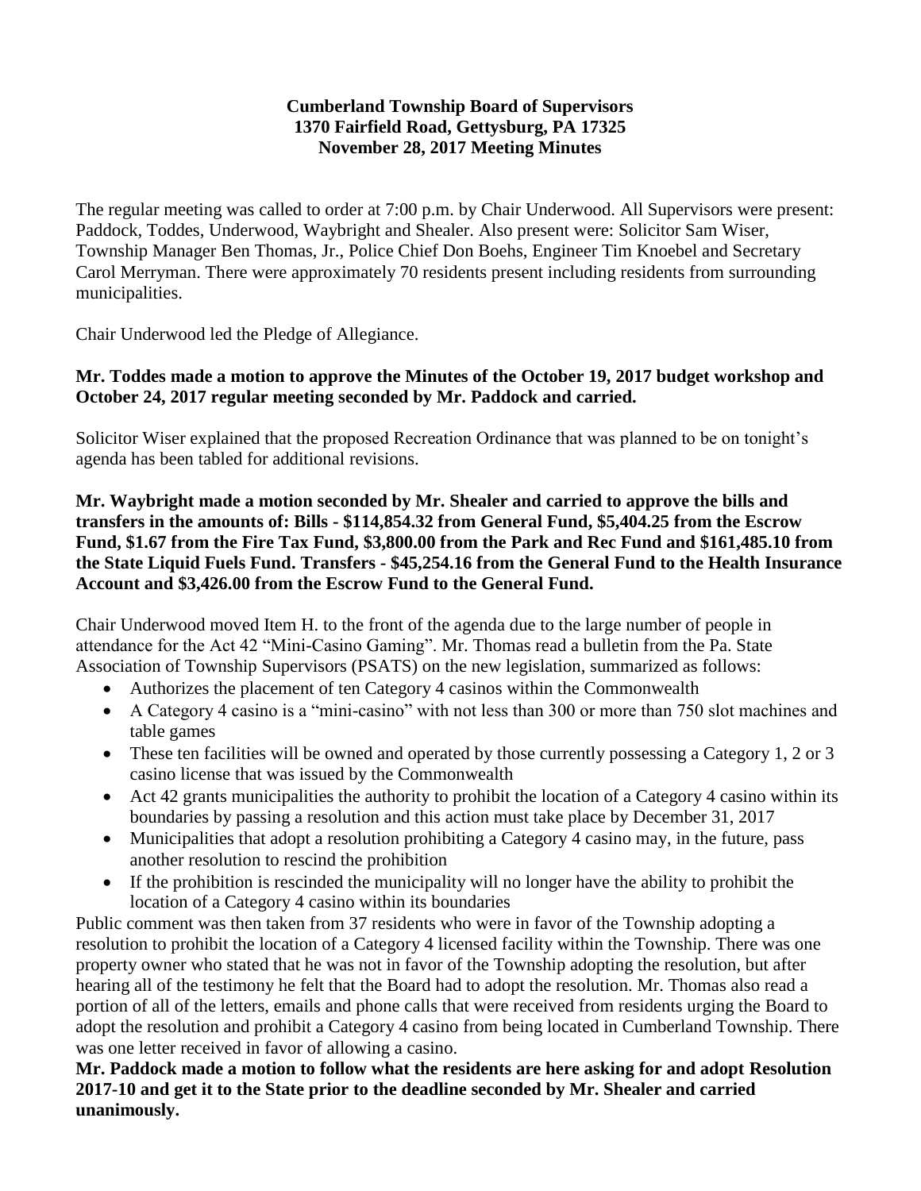**Cumberland Township Board of Supervisors**
**1370 Fairfield Road, Gettysburg, PA 17325**
**November 28, 2017 Meeting Minutes**

The regular meeting was called to order at 7:00 p.m. by Chair Underwood. All Supervisors were present: Paddock, Toddes, Underwood, Waybright and Shealer. Also present were: Solicitor Sam Wiser, Township Manager Ben Thomas, Jr., Police Chief Don Boehs, Engineer Tim Knoebel and Secretary Carol Merryman. There were approximately 70 residents present including residents from surrounding municipalities.

Chair Underwood led the Pledge of Allegiance.

**Mr. Toddes made a motion to approve the Minutes of the October 19, 2017 budget workshop and October 24, 2017 regular meeting seconded by Mr. Paddock and carried.**

Solicitor Wiser explained that the proposed Recreation Ordinance that was planned to be on tonight's agenda has been tabled for additional revisions.

**Mr. Waybright made a motion seconded by Mr. Shealer and carried to approve the bills and transfers in the amounts of: Bills - $114,854.32 from General Fund, $5,404.25 from the Escrow Fund, $1.67 from the Fire Tax Fund, $3,800.00 from the Park and Rec Fund and $161,485.10 from the State Liquid Fuels Fund. Transfers - $45,254.16 from the General Fund to the Health Insurance Account and $3,426.00 from the Escrow Fund to the General Fund.**

Chair Underwood moved Item H. to the front of the agenda due to the large number of people in attendance for the Act 42 "Mini-Casino Gaming". Mr. Thomas read a bulletin from the Pa. State Association of Township Supervisors (PSATS) on the new legislation, summarized as follows:

- Authorizes the placement of ten Category 4 casinos within the Commonwealth
- A Category 4 casino is a "mini-casino" with not less than 300 or more than 750 slot machines and table games
- These ten facilities will be owned and operated by those currently possessing a Category 1, 2 or 3 casino license that was issued by the Commonwealth
- Act 42 grants municipalities the authority to prohibit the location of a Category 4 casino within its boundaries by passing a resolution and this action must take place by December 31, 2017
- Municipalities that adopt a resolution prohibiting a Category 4 casino may, in the future, pass another resolution to rescind the prohibition
- If the prohibition is rescinded the municipality will no longer have the ability to prohibit the location of a Category 4 casino within its boundaries

Public comment was then taken from 37 residents who were in favor of the Township adopting a resolution to prohibit the location of a Category 4 licensed facility within the Township. There was one property owner who stated that he was not in favor of the Township adopting the resolution, but after hearing all of the testimony he felt that the Board had to adopt the resolution. Mr. Thomas also read a portion of all of the letters, emails and phone calls that were received from residents urging the Board to adopt the resolution and prohibit a Category 4 casino from being located in Cumberland Township. There was one letter received in favor of allowing a casino.

**Mr. Paddock made a motion to follow what the residents are here asking for and adopt Resolution 2017-10 and get it to the State prior to the deadline seconded by Mr. Shealer and carried unanimously.**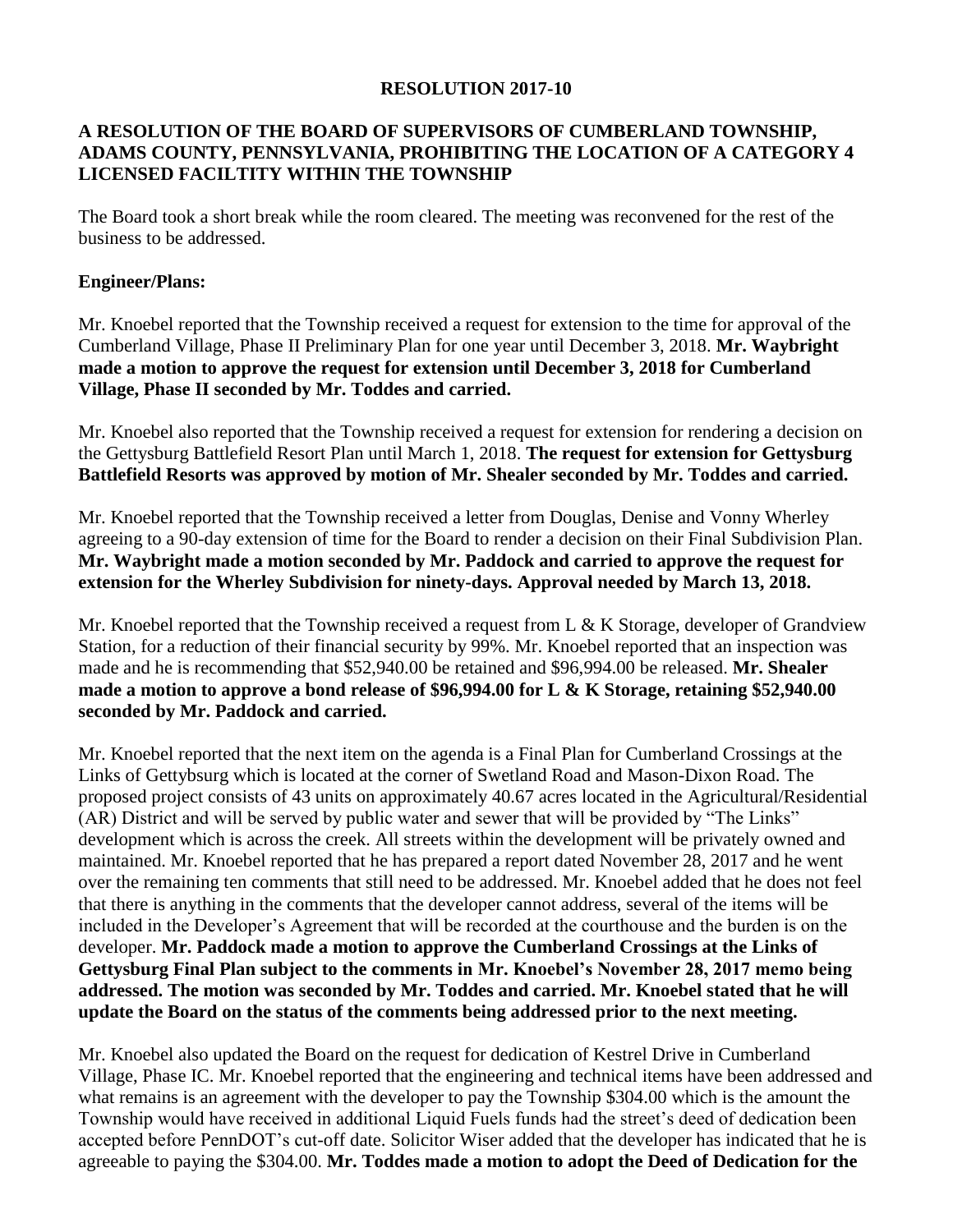**RESOLUTION 2017-10**

**A RESOLUTION OF THE BOARD OF SUPERVISORS OF CUMBERLAND TOWNSHIP, ADAMS COUNTY, PENNSYLVANIA, PROHIBITING THE LOCATION OF A CATEGORY 4 LICENSED FACILTITY WITHIN THE TOWNSHIP**

The Board took a short break while the room cleared. The meeting was reconvened for the rest of the business to be addressed.

**Engineer/Plans:**

Mr. Knoebel reported that the Township received a request for extension to the time for approval of the Cumberland Village, Phase II Preliminary Plan for one year until December 3, 2018. **Mr. Waybright made a motion to approve the request for extension until December 3, 2018 for Cumberland Village, Phase II seconded by Mr. Toddes and carried.**

Mr. Knoebel also reported that the Township received a request for extension for rendering a decision on the Gettysburg Battlefield Resort Plan until March 1, 2018. **The request for extension for Gettysburg Battlefield Resorts was approved by motion of Mr. Shealer seconded by Mr. Toddes and carried.**

Mr. Knoebel reported that the Township received a letter from Douglas, Denise and Vonny Wherley agreeing to a 90-day extension of time for the Board to render a decision on their Final Subdivision Plan. **Mr. Waybright made a motion seconded by Mr. Paddock and carried to approve the request for extension for the Wherley Subdivision for ninety-days. Approval needed by March 13, 2018.**

Mr. Knoebel reported that the Township received a request from L & K Storage, developer of Grandview Station, for a reduction of their financial security by 99%. Mr. Knoebel reported that an inspection was made and he is recommending that $52,940.00 be retained and $96,994.00 be released. **Mr. Shealer made a motion to approve a bond release of $96,994.00 for L & K Storage, retaining $52,940.00 seconded by Mr. Paddock and carried.**

Mr. Knoebel reported that the next item on the agenda is a Final Plan for Cumberland Crossings at the Links of Gettybsurg which is located at the corner of Swetland Road and Mason-Dixon Road. The proposed project consists of 43 units on approximately 40.67 acres located in the Agricultural/Residential (AR) District and will be served by public water and sewer that will be provided by "The Links" development which is across the creek. All streets within the development will be privately owned and maintained. Mr. Knoebel reported that he has prepared a report dated November 28, 2017 and he went over the remaining ten comments that still need to be addressed. Mr. Knoebel added that he does not feel that there is anything in the comments that the developer cannot address, several of the items will be included in the Developer's Agreement that will be recorded at the courthouse and the burden is on the developer. **Mr. Paddock made a motion to approve the Cumberland Crossings at the Links of Gettysburg Final Plan subject to the comments in Mr. Knoebel's November 28, 2017 memo being addressed. The motion was seconded by Mr. Toddes and carried. Mr. Knoebel stated that he will update the Board on the status of the comments being addressed prior to the next meeting.**

Mr. Knoebel also updated the Board on the request for dedication of Kestrel Drive in Cumberland Village, Phase IC. Mr. Knoebel reported that the engineering and technical items have been addressed and what remains is an agreement with the developer to pay the Township $304.00 which is the amount the Township would have received in additional Liquid Fuels funds had the street's deed of dedication been accepted before PennDOT's cut-off date. Solicitor Wiser added that the developer has indicated that he is agreeable to paying the $304.00. **Mr. Toddes made a motion to adopt the Deed of Dedication for the**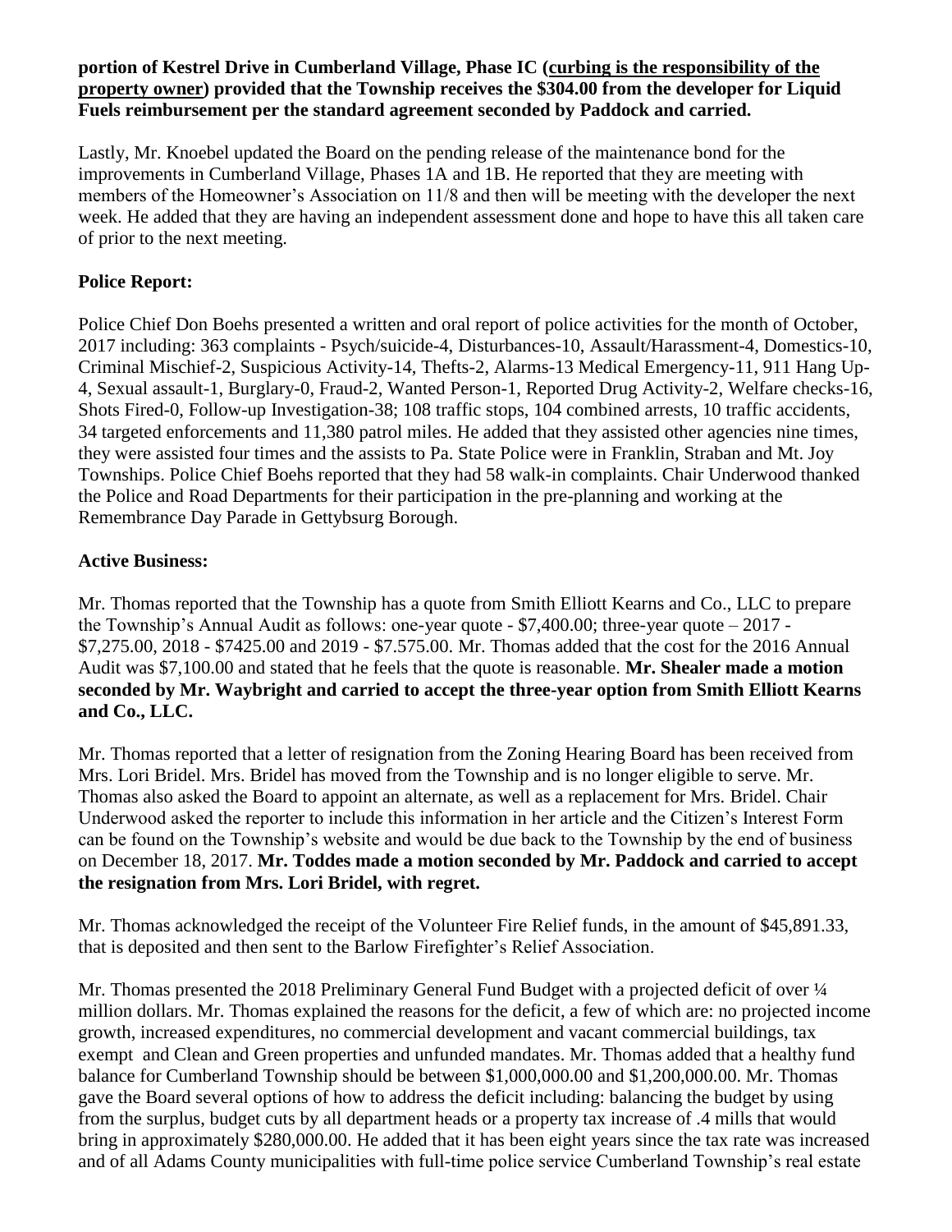**portion of Kestrel Drive in Cumberland Village, Phase IC (<u>curbing is the responsibility of the property owner</u>) provided that the Township receives the $304.00 from the developer for Liquid Fuels reimbursement per the standard agreement seconded by Paddock and carried.**

Lastly, Mr. Knoebel updated the Board on the pending release of the maintenance bond for the improvements in Cumberland Village, Phases 1A and 1B. He reported that they are meeting with members of the Homeowner's Association on 11/8 and then will be meeting with the developer the next week. He added that they are having an independent assessment done and hope to have this all taken care of prior to the next meeting.

## Police Report:

Police Chief Don Boehs presented a written and oral report of police activities for the month of October, 2017 including: 363 complaints - Psych/suicide-4, Disturbances-10, Assault/Harassment-4, Domestics-10, Criminal Mischief-2, Suspicious Activity-14, Thefts-2, Alarms-13 Medical Emergency-11, 911 Hang Up-4, Sexual assault-1, Burglary-0, Fraud-2, Wanted Person-1, Reported Drug Activity-2, Welfare checks-16, Shots Fired-0, Follow-up Investigation-38; 108 traffic stops, 104 combined arrests, 10 traffic accidents, 34 targeted enforcements and 11,380 patrol miles. He added that they assisted other agencies nine times, they were assisted four times and the assists to Pa. State Police were in Franklin, Straban and Mt. Joy Townships. Police Chief Boehs reported that they had 58 walk-in complaints. Chair Underwood thanked the Police and Road Departments for their participation in the pre-planning and working at the Remembrance Day Parade in Gettybsurg Borough.

## Active Business:

Mr. Thomas reported that the Township has a quote from Smith Elliott Kearns and Co., LLC to prepare the Township's Annual Audit as follows: one-year quote - $7,400.00; three-year quote – 2017 - $7,275.00, 2018 - $7425.00 and 2019 - $7.575.00. Mr. Thomas added that the cost for the 2016 Annual Audit was $7,100.00 and stated that he feels that the quote is reasonable. **Mr. Shealer made a motion seconded by Mr. Waybright and carried to accept the three-year option from Smith Elliott Kearns and Co., LLC.**

Mr. Thomas reported that a letter of resignation from the Zoning Hearing Board has been received from Mrs. Lori Bridel. Mrs. Bridel has moved from the Township and is no longer eligible to serve. Mr. Thomas also asked the Board to appoint an alternate, as well as a replacement for Mrs. Bridel. Chair Underwood asked the reporter to include this information in her article and the Citizen's Interest Form can be found on the Township's website and would be due back to the Township by the end of business on December 18, 2017. **Mr. Toddes made a motion seconded by Mr. Paddock and carried to accept the resignation from Mrs. Lori Bridel, with regret.**

Mr. Thomas acknowledged the receipt of the Volunteer Fire Relief funds, in the amount of $45,891.33, that is deposited and then sent to the Barlow Firefighter's Relief Association.

Mr. Thomas presented the 2018 Preliminary General Fund Budget with a projected deficit of over ¼ million dollars. Mr. Thomas explained the reasons for the deficit, a few of which are: no projected income growth, increased expenditures, no commercial development and vacant commercial buildings, tax exempt and Clean and Green properties and unfunded mandates. Mr. Thomas added that a healthy fund balance for Cumberland Township should be between $1,000,000.00 and $1,200,000.00. Mr. Thomas gave the Board several options of how to address the deficit including: balancing the budget by using from the surplus, budget cuts by all department heads or a property tax increase of .4 mills that would bring in approximately $280,000.00. He added that it has been eight years since the tax rate was increased and of all Adams County municipalities with full-time police service Cumberland Township's real estate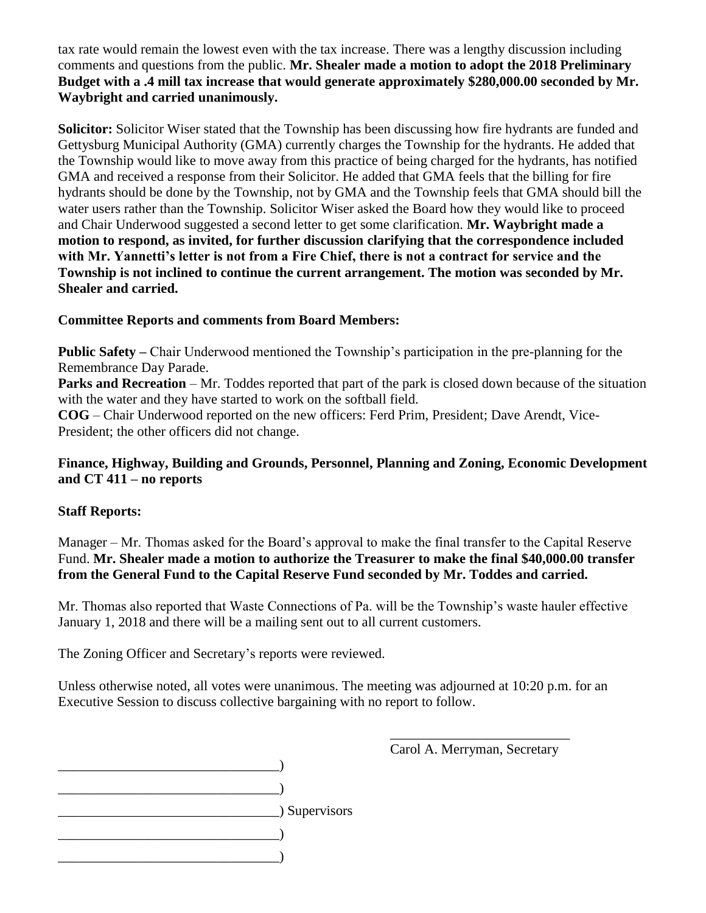tax rate would remain the lowest even with the tax increase. There was a lengthy discussion including comments and questions from the public. **Mr. Shealer made a motion to adopt the 2018 Preliminary Budget with a .4 mill tax increase that would generate approximately $280,000.00 seconded by Mr. Waybright and carried unanimously.**

**Solicitor:** Solicitor Wiser stated that the Township has been discussing how fire hydrants are funded and Gettysburg Municipal Authority (GMA) currently charges the Township for the hydrants. He added that the Township would like to move away from this practice of being charged for the hydrants, has notified GMA and received a response from their Solicitor. He added that GMA feels that the billing for fire hydrants should be done by the Township, not by GMA and the Township feels that GMA should bill the water users rather than the Township. Solicitor Wiser asked the Board how they would like to proceed and Chair Underwood suggested a second letter to get some clarification. **Mr. Waybright made a motion to respond, as invited, for further discussion clarifying that the correspondence included with Mr. Yannetti's letter is not from a Fire Chief, there is not a contract for service and the Township is not inclined to continue the current arrangement. The motion was seconded by Mr. Shealer and carried.**

**Committee Reports and comments from Board Members:**

**Public Safety –** Chair Underwood mentioned the Township's participation in the pre-planning for the Remembrance Day Parade.

**Parks and Recreation** – Mr. Toddes reported that part of the park is closed down because of the situation with the water and they have started to work on the softball field.

**COG** – Chair Underwood reported on the new officers: Ferd Prim, President; Dave Arendt, Vice-President; the other officers did not change.

**Finance, Highway, Building and Grounds, Personnel, Planning and Zoning, Economic Development and CT 411 – no reports**

**Staff Reports:**

Manager – Mr. Thomas asked for the Board's approval to make the final transfer to the Capital Reserve Fund. **Mr. Shealer made a motion to authorize the Treasurer to make the final $40,000.00 transfer from the General Fund to the Capital Reserve Fund seconded by Mr. Toddes and carried.**

Mr. Thomas also reported that Waste Connections of Pa. will be the Township's waste hauler effective January 1, 2018 and there will be a mailing sent out to all current customers.

The Zoning Officer and Secretary's reports were reviewed.

Unless otherwise noted, all votes were unanimous. The meeting was adjourned at 10:20 p.m. for an Executive Session to discuss collective bargaining with no report to follow.

\_\_\_\_\_\_\_\_\_\_\_\_\_\_\_\_\_\_\_\_\_\_\_\_\_\_
Carol A. Merryman, Secretary

\_\_\_\_\_\_\_\_\_\_\_\_\_\_\_\_\_\_\_\_\_\_\_\_\_\_\_\_\_\_\_\_)

\_\_\_\_\_\_\_\_\_\_\_\_\_\_\_\_\_\_\_\_\_\_\_\_\_\_\_\_\_\_\_\_)

\_\_\_\_\_\_\_\_\_\_\_\_\_\_\_\_\_\_\_\_\_\_\_\_\_\_\_\_\_\_\_\_) Supervisors

\_\_\_\_\_\_\_\_\_\_\_\_\_\_\_\_\_\_\_\_\_\_\_\_\_\_\_\_\_\_\_\_)

\_\_\_\_\_\_\_\_\_\_\_\_\_\_\_\_\_\_\_\_\_\_\_\_\_\_\_\_\_\_\_\_)